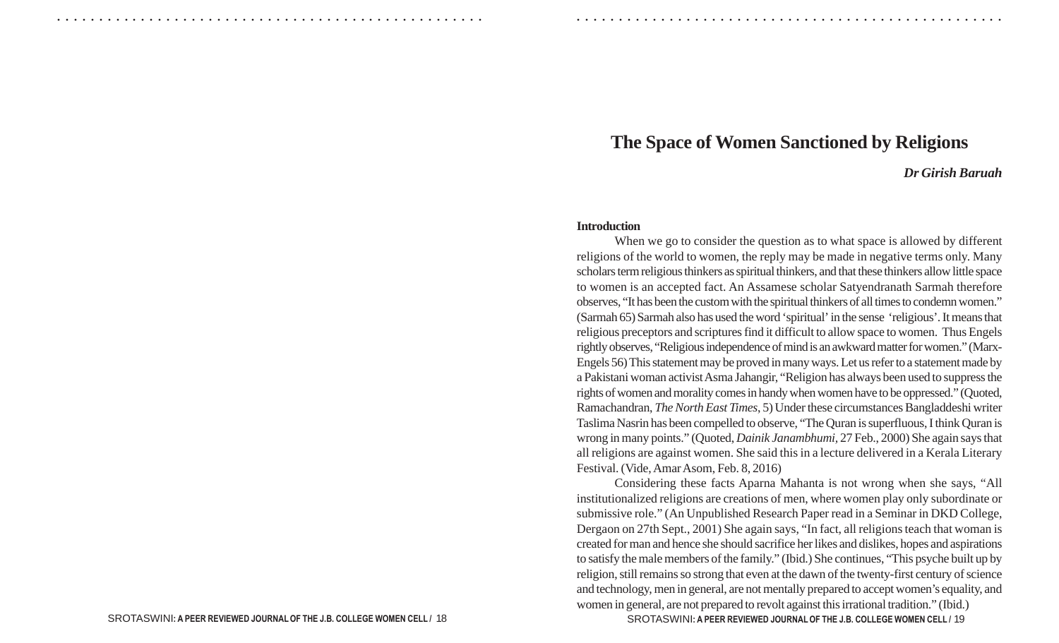# The Space of Women Sanctioned by Religions

***Dr Girish Baruah***

**Introduction**

When we go to consider the question as to what space is allowed by different religions of the world to women, the reply may be made in negative terms only. Many scholars term religious thinkers as spiritual thinkers, and that these thinkers allow little space to women is an accepted fact. An Assamese scholar Satyendranath Sarmah therefore observes, "It has been the custom with the spiritual thinkers of all times to condemn women." (Sarmah 65) Sarmah also has used the word 'spiritual' in the sense 'religious'. It means that religious preceptors and scriptures find it difficult to allow space to women. Thus Engels rightly observes, "Religious independence of mind is an awkward matter for women." (Marx-Engels 56) This statement may be proved in many ways. Let us refer to a statement made by a Pakistani woman activist Asma Jahangir, "Religion has always been used to suppress the rights of women and morality comes in handy when women have to be oppressed." (Quoted, Ramachandran, *The North East Times*, 5) Under these circumstances Bangladdeshi writer Taslima Nasrin has been compelled to observe, "The Quran is superfluous, I think Quran is wrong in many points." (Quoted, *Dainik Janambhumi*, 27 Feb., 2000) She again says that all religions are against women. She said this in a lecture delivered in a Kerala Literary Festival. (Vide, Amar Asom, Feb. 8, 2016)

Considering these facts Aparna Mahanta is not wrong when she says, "All institutionalized religions are creations of men, where women play only subordinate or submissive role." (An Unpublished Research Paper read in a Seminar in DKD College, Dergaon on 27th Sept., 2001) She again says, "In fact, all religions teach that woman is created for man and hence she should sacrifice her likes and dislikes, hopes and aspirations to satisfy the male members of the family." (Ibid.) She continues, "This psyche built up by religion, still remains so strong that even at the dawn of the twenty-first century of science and technology, men in general, are not mentally prepared to accept women's equality, and women in general, are not prepared to revolt against this irrational tradition." (Ibid.)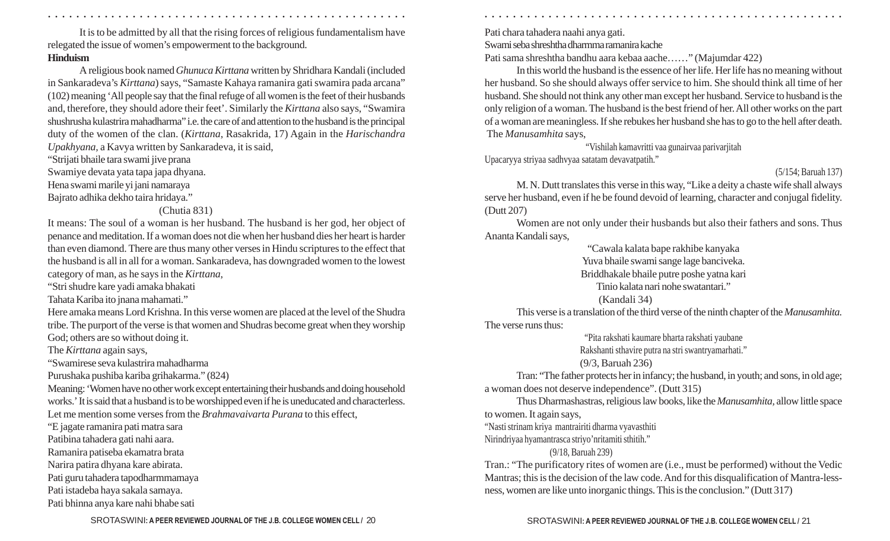It is to be admitted by all that the rising forces of religious fundamentalism have relegated the issue of women's empowerment to the background.

**Hinduism**

A religious book named *Ghunuca Kirttana* written by Shridhara Kandali (included in Sankaradeva's *Kirttana*) says, "Samaste Kahaya ramanira gati swamira pada arcana" (102) meaning 'All people say that the final refuge of all women is the feet of their husbands and, therefore, they should adore their feet'. Similarly the *Kirttana* also says, "Swamira shushrusha kulastrira mahadharma" i.e. the care of and attention to the husband is the principal duty of the women of the clan. (*Kirttana*, Rasakrida, 17) Again in the *Harischandra Upakhyana*, a Kavya written by Sankaradeva, it is said,

"Strijati bhaile tara swami jive prana
Swamiye devata yata tapa japa dhyana.
Hena swami marile yi jani namaraya
Bajrato adhika dekho taira hridaya."

(Chutia 831)

It means: The soul of a woman is her husband. The husband is her god, her object of penance and meditation. If a woman does not die when her husband dies her heart is harder than even diamond. There are thus many other verses in Hindu scriptures to the effect that the husband is all in all for a woman. Sankaradeva, has downgraded women to the lowest category of man, as he says in the *Kirttana*,

"Stri shudre kare yadi amaka bhakati
Tahata Kariba ito jnana mahamati."

Here amaka means Lord Krishna. In this verse women are placed at the level of the Shudra tribe. The purport of the verse is that women and Shudras become great when they worship God; others are so without doing it.

The *Kirttana* again says,

"Swamirese seva kulastrira mahadharma
Purushaka pushiba kariba grihakarma." (824)

Meaning: 'Women have no other work except entertaining their husbands and doing household works.' It is said that a husband is to be worshipped even if he is uneducated and characterless. Let me mention some verses from the *Brahmavaivarta Purana* to this effect,

"E jagate ramanira pati matra sara
Patibina tahadera gati nahi aara.
Ramanira patiseba ekamatra brata
Narira patira dhyana kare abirata.
Pati guru tahadera tapodharmmamaya
Pati istadeba haya sakala samaya.
Pati bhinna anya kare nahi bhabe sati
Pati chara tahadera naahi anya gati.
Swami seba shreshtha dharmma ramanira kache
Pati sama shreshtha bandhu aara kebaa aache……" (Majumdar 422)

In this world the husband is the essence of her life. Her life has no meaning without her husband. So she should always offer service to him. She should think all time of her husband. She should not think any other man except her husband. Service to husband is the only religion of a woman. The husband is the best friend of her. All other works on the part of a woman are meaningless. If she rebukes her husband she has to go to the hell after death. The *Manusamhita* says,

"Vishilah kamavritti vaa gunairvaa parivarjitah
Upacaryya striyaa sadhvyaa satatam devatvatpatih."

(5/154; Baruah 137)

M. N. Dutt translates this verse in this way, "Like a deity a chaste wife shall always serve her husband, even if he be found devoid of learning, character and conjugal fidelity. (Dutt 207)

Women are not only under their husbands but also their fathers and sons. Thus Ananta Kandali says,

"Cawala kalata bape rakhibe kanyaka
Yuva bhaile swami sange lage banciveka.
Briddhakale bhaile putre poshe yatna kari
Tinio kalata nari nohe swatantari."
(Kandali 34)

This verse is a translation of the third verse of the ninth chapter of the *Manusamhita.* The verse runs thus:

"Pita rakshati kaumare bharta rakshati yaubane
Rakshanti sthavire putra na stri swantryamarhati."
(9/3, Baruah 236)

Tran: "The father protects her in infancy; the husband, in youth; and sons, in old age; a woman does not deserve independence". (Dutt 315)

Thus Dharmashastras, religious law books, like the *Manusamhita,* allow little space to women. It again says,

"Nasti strinam kriya mantrairiti dharma vyavasthiti
Nirindriyaa hyamantrasca striyo'nritamiti sthitih."
(9/18, Baruah 239)

Tran.: "The purificatory rites of women are (i.e., must be performed) without the Vedic Mantras; this is the decision of the law code. And for this disqualification of Mantra-less-ness, women are like unto inorganic things. This is the conclusion." (Dutt 317)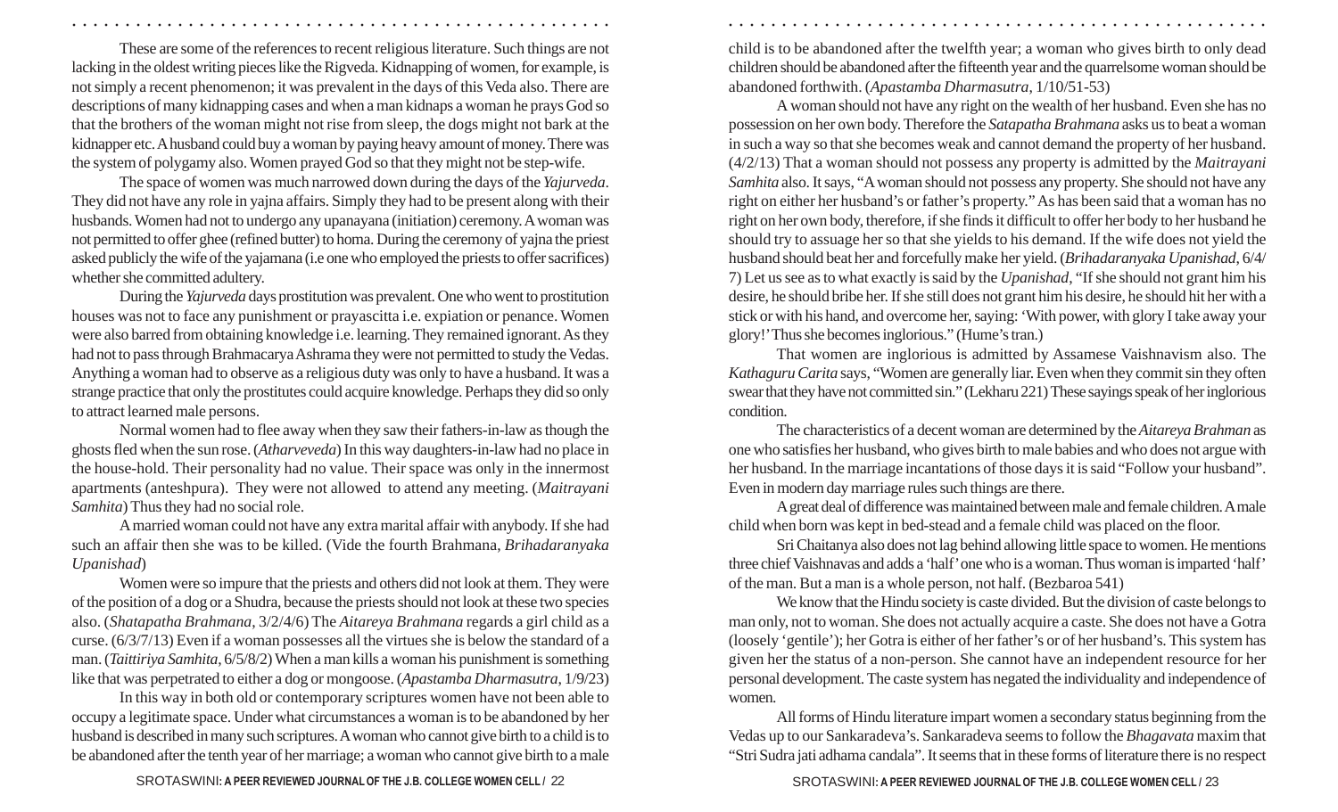These are some of the references to recent religious literature. Such things are not lacking in the oldest writing pieces like the Rigveda. Kidnapping of women, for example, is not simply a recent phenomenon; it was prevalent in the days of this Veda also. There are descriptions of many kidnapping cases and when a man kidnaps a woman he prays God so that the brothers of the woman might not rise from sleep, the dogs might not bark at the kidnapper etc. A husband could buy a woman by paying heavy amount of money. There was the system of polygamy also. Women prayed God so that they might not be step-wife.

The space of women was much narrowed down during the days of the *Yajurveda*. They did not have any role in yajna affairs. Simply they had to be present along with their husbands. Women had not to undergo any upanayana (initiation) ceremony. A woman was not permitted to offer ghee (refined butter) to homa. During the ceremony of yajna the priest asked publicly the wife of the yajamana (i.e one who employed the priests to offer sacrifices) whether she committed adultery.

During the *Yajurveda* days prostitution was prevalent. One who went to prostitution houses was not to face any punishment or prayascitta i.e. expiation or penance. Women were also barred from obtaining knowledge i.e. learning. They remained ignorant. As they had not to pass through Brahmacarya Ashrama they were not permitted to study the Vedas. Anything a woman had to observe as a religious duty was only to have a husband. It was a strange practice that only the prostitutes could acquire knowledge. Perhaps they did so only to attract learned male persons.

Normal women had to flee away when they saw their fathers-in-law as though the ghosts fled when the sun rose. (*Atharveveda*) In this way daughters-in-law had no place in the house-hold. Their personality had no value. Their space was only in the innermost apartments (anteshpura). They were not allowed to attend any meeting. (*Maitrayani Samhita*) Thus they had no social role.

A married woman could not have any extra marital affair with anybody. If she had such an affair then she was to be killed. (Vide the fourth Brahmana, *Brihadaranyaka Upanishad*)

Women were so impure that the priests and others did not look at them. They were of the position of a dog or a Shudra, because the priests should not look at these two species also. (*Shatapatha Brahmana*, 3/2/4/6) The *Aitareya Brahmana* regards a girl child as a curse. (6/3/7/13) Even if a woman possesses all the virtues she is below the standard of a man. (*Taittiriya Samhita*, 6/5/8/2) When a man kills a woman his punishment is something like that was perpetrated to either a dog or mongoose. (*Apastamba Dharmasutra*, 1/9/23)

In this way in both old or contemporary scriptures women have not been able to occupy a legitimate space. Under what circumstances a woman is to be abandoned by her husband is described in many such scriptures. A woman who cannot give birth to a child is to be abandoned after the tenth year of her marriage; a woman who cannot give birth to a male child is to be abandoned after the twelfth year; a woman who gives birth to only dead children should be abandoned after the fifteenth year and the quarrelsome woman should be abandoned forthwith. (*Apastamba Dharmasutra*, 1/10/51-53)

A woman should not have any right on the wealth of her husband. Even she has no possession on her own body. Therefore the *Satapatha Brahmana* asks us to beat a woman in such a way so that she becomes weak and cannot demand the property of her husband. (4/2/13) That a woman should not possess any property is admitted by the *Maitrayani Samhita* also. It says, "A woman should not possess any property. She should not have any right on either her husband's or father's property." As has been said that a woman has no right on her own body, therefore, if she finds it difficult to offer her body to her husband he should try to assuage her so that she yields to his demand. If the wife does not yield the husband should beat her and forcefully make her yield. (*Brihadaranyaka Upanishad*, 6/4/7) Let us see as to what exactly is said by the *Upanishad*, "If she should not grant him his desire, he should bribe her. If she still does not grant him his desire, he should hit her with a stick or with his hand, and overcome her, saying: 'With power, with glory I take away your glory!' Thus she becomes inglorious." (Hume's tran.)

That women are inglorious is admitted by Assamese Vaishnavism also. The *Kathaguru Carita* says, "Women are generally liar. Even when they commit sin they often swear that they have not committed sin." (Lekharu 221) These sayings speak of her inglorious condition.

The characteristics of a decent woman are determined by the *Aitareya Brahman* as one who satisfies her husband, who gives birth to male babies and who does not argue with her husband. In the marriage incantations of those days it is said "Follow your husband". Even in modern day marriage rules such things are there.

A great deal of difference was maintained between male and female children. A male child when born was kept in bed-stead and a female child was placed on the floor.

Sri Chaitanya also does not lag behind allowing little space to women. He mentions three chief Vaishnavas and adds a 'half' one who is a woman. Thus woman is imparted 'half' of the man. But a man is a whole person, not half. (Bezbaroa 541)

We know that the Hindu society is caste divided. But the division of caste belongs to man only, not to woman. She does not actually acquire a caste. She does not have a Gotra (loosely 'gentile'); her Gotra is either of her father's or of her husband's. This system has given her the status of a non-person. She cannot have an independent resource for her personal development. The caste system has negated the individuality and independence of women.

All forms of Hindu literature impart women a secondary status beginning from the Vedas up to our Sankaradeva's. Sankaradeva seems to follow the *Bhagavata* maxim that "Stri Sudra jati adhama candala". It seems that in these forms of literature there is no respect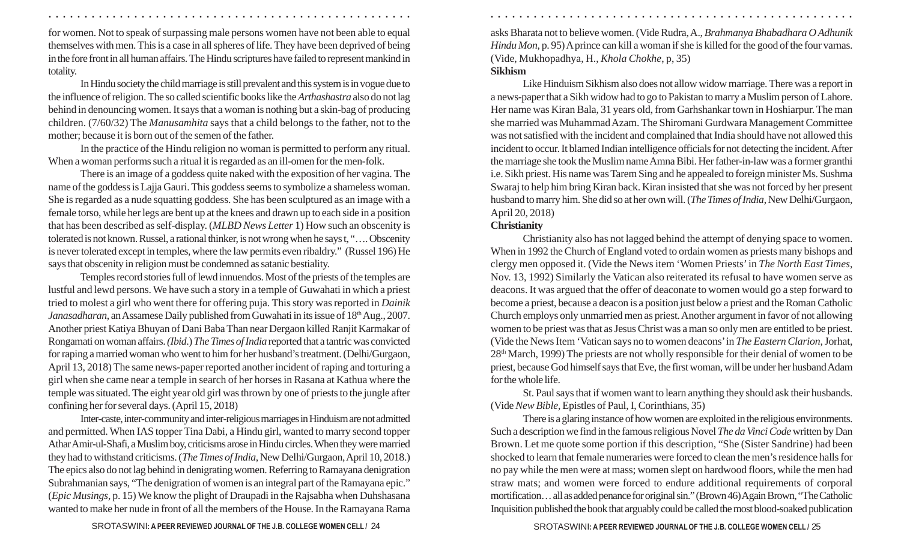for women. Not to speak of surpassing male persons women have not been able to equal themselves with men. This is a case in all spheres of life. They have been deprived of being in the fore front in all human affairs. The Hindu scriptures have failed to represent mankind in totality.

In Hindu society the child marriage is still prevalent and this system is in vogue due to the influence of religion. The so called scientific books like the *Arthashastra* also do not lag behind in denouncing women. It says that a woman is nothing but a skin-bag of producing children. (7/60/32) The *Manusamhita* says that a child belongs to the father, not to the mother; because it is born out of the semen of the father.

In the practice of the Hindu religion no woman is permitted to perform any ritual. When a woman performs such a ritual it is regarded as an ill-omen for the men-folk.

There is an image of a goddess quite naked with the exposition of her vagina. The name of the goddess is Lajja Gauri. This goddess seems to symbolize a shameless woman. She is regarded as a nude squatting goddess. She has been sculptured as an image with a female torso, while her legs are bent up at the knees and drawn up to each side in a position that has been described as self-display. (*MLBD News Letter* 1) How such an obscenity is tolerated is not known. Russel, a rational thinker, is not wrong when he says t, "…. Obscenity is never tolerated except in temples, where the law permits even ribaldry." (Russel 196) He says that obscenity in religion must be condemned as satanic bestiality.

Temples record stories full of lewd innuendos. Most of the priests of the temples are lustful and lewd persons. We have such a story in a temple of Guwahati in which a priest tried to molest a girl who went there for offering puja. This story was reported in *Dainik Janasadharan*, an Assamese Daily published from Guwahati in its issue of 18th Aug., 2007. Another priest Katiya Bhuyan of Dani Baba Than near Dergaon killed Ranjit Karmakar of Rongamati on woman affairs. *(Ibid.) The Times of India* reported that a tantric was convicted for raping a married woman who went to him for her husband's treatment. (Delhi/Gurgaon, April 13, 2018) The same news-paper reported another incident of raping and torturing a girl when she came near a temple in search of her horses in Rasana at Kathua where the temple was situated. The eight year old girl was thrown by one of priests to the jungle after confining her for several days. (April 15, 2018)

Inter-caste, inter-community and inter-religious marriages in Hinduism are not admitted and permitted. When IAS topper Tina Dabi, a Hindu girl, wanted to marry second topper Athar Amir-ul-Shafi, a Muslim boy, criticisms arose in Hindu circles. When they were married they had to withstand criticisms. (*The Times of India*, New Delhi/Gurgaon, April 10, 2018.) The epics also do not lag behind in denigrating women. Referring to Ramayana denigration Subrahmanian says, "The denigration of women is an integral part of the Ramayana epic." (*Epic Musings*, p. 15) We know the plight of Draupadi in the Rajsabha when Duhshasana wanted to make her nude in front of all the members of the House. In the Ramayana Rama asks Bharata not to believe women. (Vide Rudra, A., *Brahmanya Bhabadhara O Adhunik Hindu Mon*, p. 95) A prince can kill a woman if she is killed for the good of the four varnas. (Vide, Mukhopadhya, H., *Khola Chokhe*, p, 35)

**Sikhism**

Like Hinduism Sikhism also does not allow widow marriage. There was a report in a news-paper that a Sikh widow had to go to Pakistan to marry a Muslim person of Lahore. Her name was Kiran Bala, 31 years old, from Garhshankar town in Hoshiarpur. The man she married was Muhammad Azam. The Shiromani Gurdwara Management Committee was not satisfied with the incident and complained that India should have not allowed this incident to occur. It blamed Indian intelligence officials for not detecting the incident. After the marriage she took the Muslim name Amna Bibi. Her father-in-law was a former granthi i.e. Sikh priest. His name was Tarem Sing and he appealed to foreign minister Ms. Sushma Swaraj to help him bring Kiran back. Kiran insisted that she was not forced by her present husband to marry him. She did so at her own will. (*The Times of India*, New Delhi/Gurgaon, April 20, 2018)

**Christianity**

Christianity also has not lagged behind the attempt of denying space to women. When in 1992 the Church of England voted to ordain women as priests many bishops and clergy men opposed it. (Vide the News item 'Women Priests' in *The North East Times*, Nov. 13, 1992) Similarly the Vatican also reiterated its refusal to have women serve as deacons. It was argued that the offer of deaconate to women would go a step forward to become a priest, because a deacon is a position just below a priest and the Roman Catholic Church employs only unmarried men as priest. Another argument in favor of not allowing women to be priest was that as Jesus Christ was a man so only men are entitled to be priest. (Vide the News Item 'Vatican says no to women deacons' in *The Eastern Clarion*, Jorhat, 28th March, 1999) The priests are not wholly responsible for their denial of women to be priest, because God himself says that Eve, the first woman, will be under her husband Adam for the whole life.

St. Paul says that if women want to learn anything they should ask their husbands. (Vide *New Bible*, Epistles of Paul, I, Corinthians, 35)

There is a glaring instance of how women are exploited in the religious environments. Such a description we find in the famous religious Novel *The da Vinci Code* written by Dan Brown. Let me quote some portion if this description, "She (Sister Sandrine) had been shocked to learn that female numeraries were forced to clean the men's residence halls for no pay while the men were at mass; women slept on hardwood floors, while the men had straw mats; and women were forced to endure additional requirements of corporal mortification… all as added penance for original sin." (Brown 46) Again Brown, "The Catholic Inquisition published the book that arguably could be called the most blood-soaked publication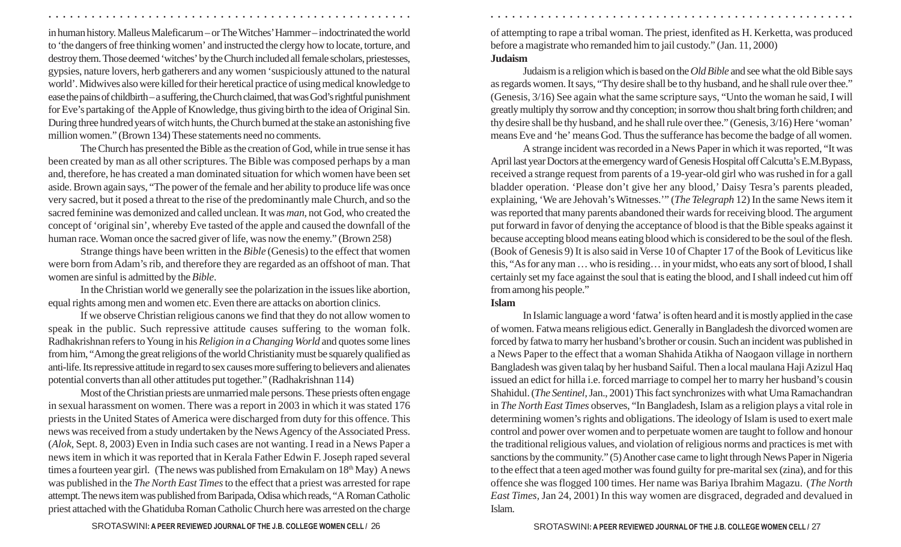in human history. Malleus Maleficarum – or The Witches' Hammer – indoctrinated the world to 'the dangers of free thinking women' and instructed the clergy how to locate, torture, and destroy them. Those deemed 'witches' by the Church included all female scholars, priestesses, gypsies, nature lovers, herb gatherers and any women 'suspiciously attuned to the natural world'. Midwives also were killed for their heretical practice of using medical knowledge to ease the pains of childbirth – a suffering, the Church claimed, that was God's rightful punishment for Eve's partaking of the Apple of Knowledge, thus giving birth to the idea of Original Sin. During three hundred years of witch hunts, the Church burned at the stake an astonishing five million women." (Brown 134) These statements need no comments.

The Church has presented the Bible as the creation of God, while in true sense it has been created by man as all other scriptures. The Bible was composed perhaps by a man and, therefore, he has created a man dominated situation for which women have been set aside. Brown again says, "The power of the female and her ability to produce life was once very sacred, but it posed a threat to the rise of the predominantly male Church, and so the sacred feminine was demonized and called unclean. It was *man*, not God, who created the concept of 'original sin', whereby Eve tasted of the apple and caused the downfall of the human race. Woman once the sacred giver of life, was now the enemy." (Brown 258)

Strange things have been written in the *Bible* (Genesis) to the effect that women were born from Adam's rib, and therefore they are regarded as an offshoot of man. That women are sinful is admitted by the *Bible*.

In the Christian world we generally see the polarization in the issues like abortion, equal rights among men and women etc. Even there are attacks on abortion clinics.

If we observe Christian religious canons we find that they do not allow women to speak in the public. Such repressive attitude causes suffering to the woman folk. Radhakrishnan refers to Young in his *Religion in a Changing World* and quotes some lines from him, "Among the great religions of the world Christianity must be squarely qualified as anti-life. Its repressive attitude in regard to sex causes more suffering to believers and alienates potential converts than all other attitudes put together." (Radhakrishnan 114)

Most of the Christian priests are unmarried male persons. These priests often engage in sexual harassment on women. There was a report in 2003 in which it was stated 176 priests in the United States of America were discharged from duty for this offence. This news was received from a study undertaken by the News Agency of the Associated Press. (*Alok*, Sept. 8, 2003) Even in India such cases are not wanting. I read in a News Paper a news item in which it was reported that in Kerala Father Edwin F. Joseph raped several times a fourteen year girl. (The news was published from Ernakulam on 18th May) A news was published in the *The North East Times* to the effect that a priest was arrested for rape attempt. The news item was published from Baripada, Odisa which reads, "A Roman Catholic priest attached with the Ghatiduba Roman Catholic Church here was arrested on the charge of attempting to rape a tribal woman. The priest, idenfited as H. Kerketta, was produced before a magistrate who remanded him to jail custody." (Jan. 11, 2000)

**Judaism**

Judaism is a religion which is based on the *Old Bible* and see what the old Bible says as regards women. It says, "Thy desire shall be to thy husband, and he shall rule over thee." (Genesis, 3/16) See again what the same scripture says, "Unto the woman he said, I will greatly multiply thy sorrow and thy conception; in sorrow thou shalt bring forth children; and thy desire shall be thy husband, and he shall rule over thee." (Genesis, 3/16) Here 'woman' means Eve and 'he' means God. Thus the sufferance has become the badge of all women.

A strange incident was recorded in a News Paper in which it was reported, "It was April last year Doctors at the emergency ward of Genesis Hospital off Calcutta's E.M.Bypass, received a strange request from parents of a 19-year-old girl who was rushed in for a gall bladder operation. 'Please don't give her any blood,' Daisy Tesra's parents pleaded, explaining, 'We are Jehovah's Witnesses.'" (*The Telegraph* 12) In the same News item it was reported that many parents abandoned their wards for receiving blood. The argument put forward in favor of denying the acceptance of blood is that the Bible speaks against it because accepting blood means eating blood which is considered to be the soul of the flesh. (Book of Genesis 9) It is also said in Verse 10 of Chapter 17 of the Book of Leviticus like this, "As for any man … who is residing… in your midst, who eats any sort of blood, I shall certainly set my face against the soul that is eating the blood, and I shall indeed cut him off from among his people."

**Islam**

In Islamic language a word 'fatwa' is often heard and it is mostly applied in the case of women. Fatwa means religious edict. Generally in Bangladesh the divorced women are forced by fatwa to marry her husband's brother or cousin. Such an incident was published in a News Paper to the effect that a woman Shahida Atikha of Naogaon village in northern Bangladesh was given talaq by her husband Saiful. Then a local maulana Haji Azizul Haq issued an edict for hilla i.e. forced marriage to compel her to marry her husband's cousin Shahidul. (*The Sentinel*, Jan., 2001) This fact synchronizes with what Uma Ramachandran in *The North East Times* observes, "In Bangladesh, Islam as a religion plays a vital role in determining women's rights and obligations. The ideology of Islam is used to exert male control and power over women and to perpetuate women are taught to follow and honour the traditional religious values, and violation of religious norms and practices is met with sanctions by the community." (5) Another case came to light through News Paper in Nigeria to the effect that a teen aged mother was found guilty for pre-marital sex (zina), and for this offence she was flogged 100 times. Her name was Bariya Ibrahim Magazu. (*The North East Times*, Jan 24, 2001) In this way women are disgraced, degraded and devalued in Islam.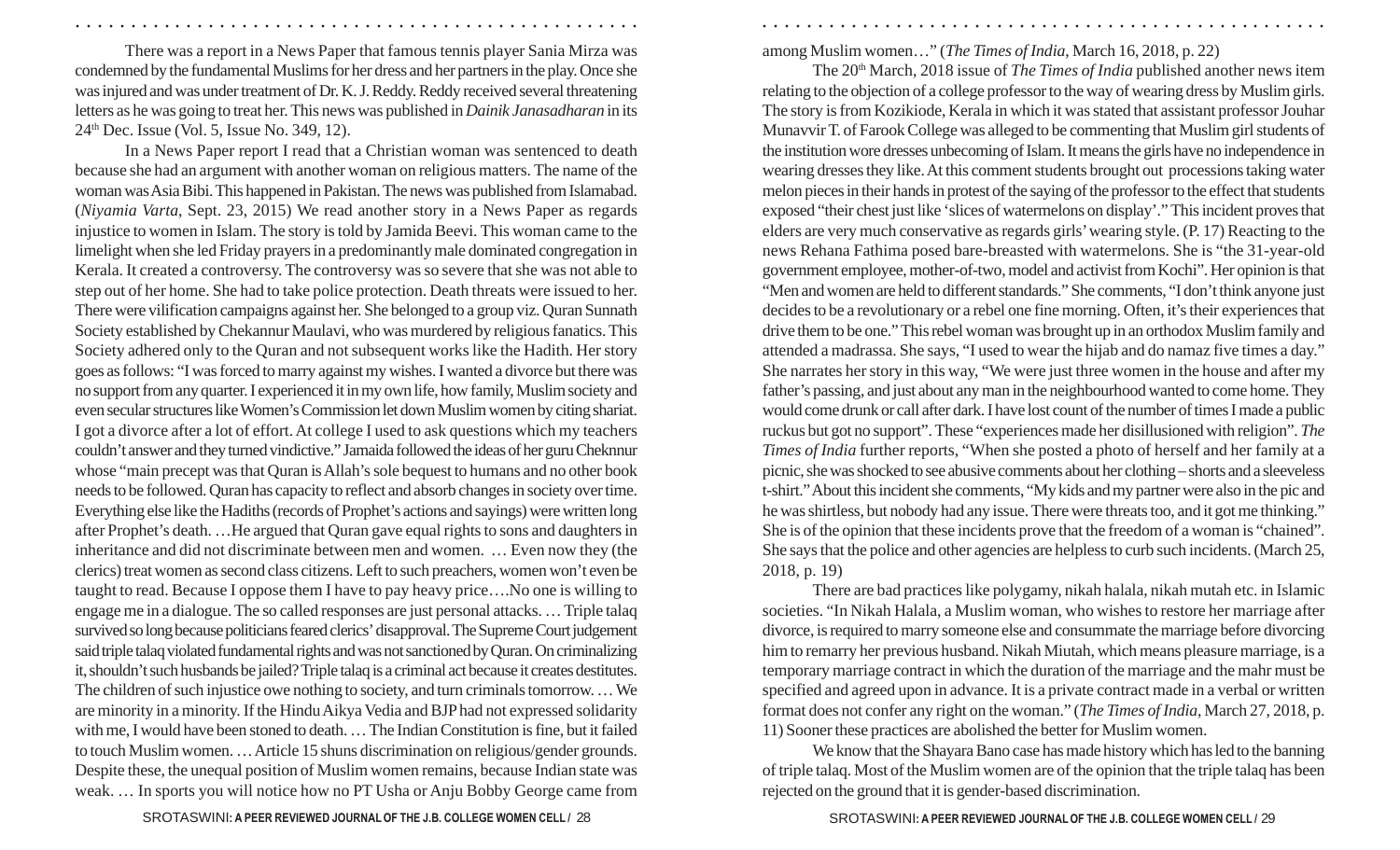There was a report in a News Paper that famous tennis player Sania Mirza was condemned by the fundamental Muslims for her dress and her partners in the play. Once she was injured and was under treatment of Dr. K. J. Reddy. Reddy received several threatening letters as he was going to treat her. This news was published in *Dainik Janasadharan* in its 24th Dec. Issue (Vol. 5, Issue No. 349, 12).

In a News Paper report I read that a Christian woman was sentenced to death because she had an argument with another woman on religious matters. The name of the woman was Asia Bibi. This happened in Pakistan. The news was published from Islamabad. (*Niyamia Varta*, Sept. 23, 2015) We read another story in a News Paper as regards injustice to women in Islam. The story is told by Jamida Beevi. This woman came to the limelight when she led Friday prayers in a predominantly male dominated congregation in Kerala. It created a controversy. The controversy was so severe that she was not able to step out of her home. She had to take police protection. Death threats were issued to her. There were vilification campaigns against her. She belonged to a group viz. Quran Sunnath Society established by Chekannur Maulavi, who was murdered by religious fanatics. This Society adhered only to the Quran and not subsequent works like the Hadith. Her story goes as follows: "I was forced to marry against my wishes. I wanted a divorce but there was no support from any quarter. I experienced it in my own life, how family, Muslim society and even secular structures like Women's Commission let down Muslim women by citing shariat. I got a divorce after a lot of effort. At college I used to ask questions which my teachers couldn't answer and they turned vindictive." Jamaida followed the ideas of her guru Cheknnur whose "main precept was that Quran is Allah's sole bequest to humans and no other book needs to be followed. Quran has capacity to reflect and absorb changes in society over time. Everything else like the Hadiths (records of Prophet's actions and sayings) were written long after Prophet's death. …He argued that Quran gave equal rights to sons and daughters in inheritance and did not discriminate between men and women. … Even now they (the clerics) treat women as second class citizens. Left to such preachers, women won't even be taught to read. Because I oppose them I have to pay heavy price….No one is willing to engage me in a dialogue. The so called responses are just personal attacks. … Triple talaq survived so long because politicians feared clerics' disapproval. The Supreme Court judgement said triple talaq violated fundamental rights and was not sanctioned by Quran. On criminalizing it, shouldn't such husbands be jailed? Triple talaq is a criminal act because it creates destitutes. The children of such injustice owe nothing to society, and turn criminals tomorrow. … We are minority in a minority. If the Hindu Aikya Vedia and BJP had not expressed solidarity with me, I would have been stoned to death. … The Indian Constitution is fine, but it failed to touch Muslim women. … Article 15 shuns discrimination on religious/gender grounds. Despite these, the unequal position of Muslim women remains, because Indian state was weak. … In sports you will notice how no PT Usha or Anju Bobby George came from among Muslim women…" (*The Times of India*, March 16, 2018, p. 22)

The 20th March, 2018 issue of *The Times of India* published another news item relating to the objection of a college professor to the way of wearing dress by Muslim girls. The story is from Kozikiode, Kerala in which it was stated that assistant professor Jouhar Munavvir T. of Farook College was alleged to be commenting that Muslim girl students of the institution wore dresses unbecoming of Islam. It means the girls have no independence in wearing dresses they like. At this comment students brought out processions taking water melon pieces in their hands in protest of the saying of the professor to the effect that students exposed "their chest just like 'slices of watermelons on display'." This incident proves that elders are very much conservative as regards girls' wearing style. (P. 17) Reacting to the news Rehana Fathima posed bare-breasted with watermelons. She is "the 31-year-old government employee, mother-of-two, model and activist from Kochi". Her opinion is that "Men and women are held to different standards." She comments, "I don't think anyone just decides to be a revolutionary or a rebel one fine morning. Often, it's their experiences that drive them to be one." This rebel woman was brought up in an orthodox Muslim family and attended a madrassa. She says, "I used to wear the hijab and do namaz five times a day." She narrates her story in this way, "We were just three women in the house and after my father's passing, and just about any man in the neighbourhood wanted to come home. They would come drunk or call after dark. I have lost count of the number of times I made a public ruckus but got no support". These "experiences made her disillusioned with religion". *The Times of India* further reports, "When she posted a photo of herself and her family at a picnic, she was shocked to see abusive comments about her clothing – shorts and a sleeveless t-shirt." About this incident she comments, "My kids and my partner were also in the pic and he was shirtless, but nobody had any issue. There were threats too, and it got me thinking." She is of the opinion that these incidents prove that the freedom of a woman is "chained". She says that the police and other agencies are helpless to curb such incidents. (March 25, 2018, p. 19)

There are bad practices like polygamy, nikah halala, nikah mutah etc. in Islamic societies. "In Nikah Halala, a Muslim woman, who wishes to restore her marriage after divorce, is required to marry someone else and consummate the marriage before divorcing him to remarry her previous husband. Nikah Miutah, which means pleasure marriage, is a temporary marriage contract in which the duration of the marriage and the mahr must be specified and agreed upon in advance. It is a private contract made in a verbal or written format does not confer any right on the woman." (*The Times of India*, March 27, 2018, p. 11) Sooner these practices are abolished the better for Muslim women.

We know that the Shayara Bano case has made history which has led to the banning of triple talaq. Most of the Muslim women are of the opinion that the triple talaq has been rejected on the ground that it is gender-based discrimination.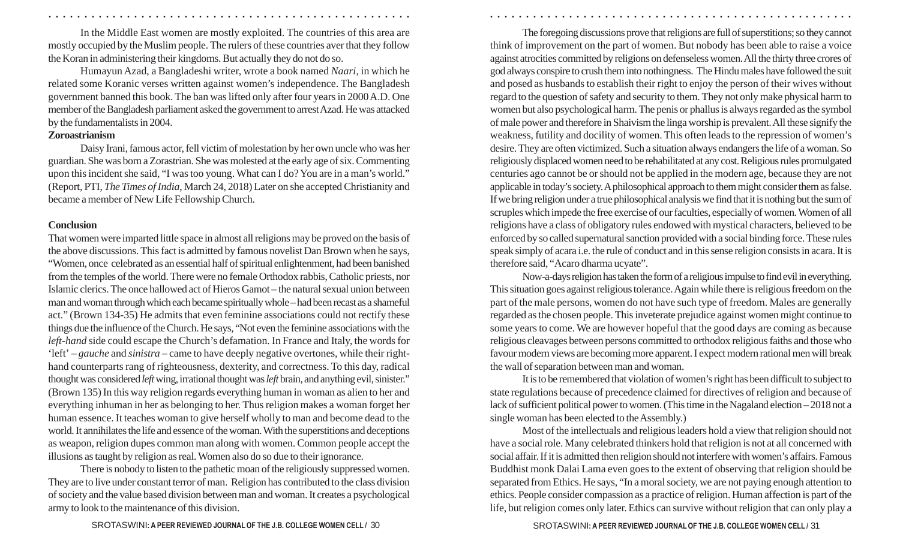In the Middle East women are mostly exploited. The countries of this area are mostly occupied by the Muslim people. The rulers of these countries aver that they follow the Koran in administering their kingdoms. But actually they do not do so.

Humayun Azad, a Bangladeshi writer, wrote a book named *Naari*, in which he related some Koranic verses written against women's independence. The Bangladesh government banned this book. The ban was lifted only after four years in 2000 A.D. One member of the Bangladesh parliament asked the government to arrest Azad. He was attacked by the fundamentalists in 2004.

**Zoroastrianism**

Daisy Irani, famous actor, fell victim of molestation by her own uncle who was her guardian. She was born a Zorastrian. She was molested at the early age of six. Commenting upon this incident she said, "I was too young. What can I do? You are in a man's world." (Report, PTI, *The Times of India*, March 24, 2018) Later on she accepted Christianity and became a member of New Life Fellowship Church.

**Conclusion**

That women were imparted little space in almost all religions may be proved on the basis of the above discussions. This fact is admitted by famous novelist Dan Brown when he says, "Women, once celebrated as an essential half of spiritual enlightenment, had been banished from the temples of the world. There were no female Orthodox rabbis, Catholic priests, nor Islamic clerics. The once hallowed act of Hieros Gamot – the natural sexual union between man and woman through which each became spiritually whole – had been recast as a shameful act." (Brown 134-35) He admits that even feminine associations could not rectify these things due the influence of the Church. He says, "Not even the feminine associations with the *left-hand* side could escape the Church's defamation. In France and Italy, the words for 'left' – *gauche* and *sinistra* – came to have deeply negative overtones, while their right-hand counterparts rang of righteousness, dexterity, and correctness. To this day, radical thought was considered *left* wing, irrational thought was *left* brain, and anything evil, sinister." (Brown 135) In this way religion regards everything human in woman as alien to her and everything inhuman in her as belonging to her. Thus religion makes a woman forget her human essence. It teaches woman to give herself wholly to man and become dead to the world. It annihilates the life and essence of the woman. With the superstitions and deceptions as weapon, religion dupes common man along with women. Common people accept the illusions as taught by religion as real. Women also do so due to their ignorance.

There is nobody to listen to the pathetic moan of the religiously suppressed women. They are to live under constant terror of man. Religion has contributed to the class division of society and the value based division between man and woman. It creates a psychological army to look to the maintenance of this division.

The foregoing discussions prove that religions are full of superstitions; so they cannot think of improvement on the part of women. But nobody has been able to raise a voice against atrocities committed by religions on defenseless women. All the thirty three crores of god always conspire to crush them into nothingness. The Hindu males have followed the suit and posed as husbands to establish their right to enjoy the person of their wives without regard to the question of safety and security to them. They not only make physical harm to women but also psychological harm. The penis or phallus is always regarded as the symbol of male power and therefore in Shaivism the linga worship is prevalent. All these signify the weakness, futility and docility of women. This often leads to the repression of women's desire. They are often victimized. Such a situation always endangers the life of a woman. So religiously displaced women need to be rehabilitated at any cost. Religious rules promulgated centuries ago cannot be or should not be applied in the modern age, because they are not applicable in today's society. A philosophical approach to them might consider them as false. If we bring religion under a true philosophical analysis we find that it is nothing but the sum of scruples which impede the free exercise of our faculties, especially of women. Women of all religions have a class of obligatory rules endowed with mystical characters, believed to be enforced by so called supernatural sanction provided with a social binding force. These rules speak simply of acara i.e. the rule of conduct and in this sense religion consists in acara. It is therefore said, "Acaro dharma ucyate".

Now-a-days religion has taken the form of a religious impulse to find evil in everything. This situation goes against religious tolerance. Again while there is religious freedom on the part of the male persons, women do not have such type of freedom. Males are generally regarded as the chosen people. This inveterate prejudice against women might continue to some years to come. We are however hopeful that the good days are coming as because religious cleavages between persons committed to orthodox religious faiths and those who favour modern views are becoming more apparent. I expect modern rational men will break the wall of separation between man and woman.

It is to be remembered that violation of women's right has been difficult to subject to state regulations because of precedence claimed for directives of religion and because of lack of sufficient political power to women. (This time in the Nagaland election – 2018 not a single woman has been elected to the Assembly.)

Most of the intellectuals and religious leaders hold a view that religion should not have a social role. Many celebrated thinkers hold that religion is not at all concerned with social affair. If it is admitted then religion should not interfere with women's affairs. Famous Buddhist monk Dalai Lama even goes to the extent of observing that religion should be separated from Ethics. He says, "In a moral society, we are not paying enough attention to ethics. People consider compassion as a practice of religion. Human affection is part of the life, but religion comes only later. Ethics can survive without religion that can only play a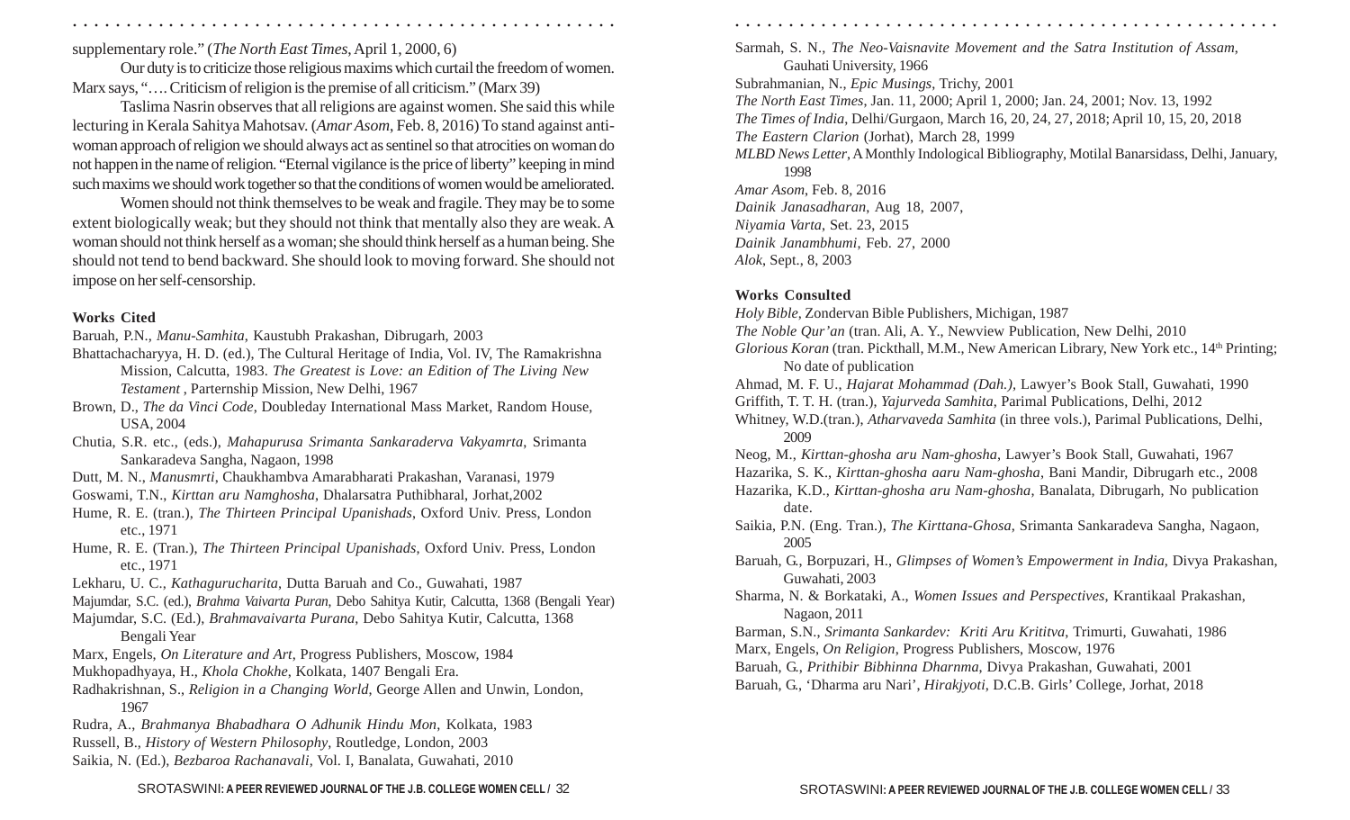supplementary role." (*The North East Times*, April 1, 2000, 6)

Our duty is to criticize those religious maxims which curtail the freedom of women. Marx says, "…. Criticism of religion is the premise of all criticism." (Marx 39)

Taslima Nasrin observes that all religions are against women. She said this while lecturing in Kerala Sahitya Mahotsav. (*Amar Asom*, Feb. 8, 2016) To stand against anti-woman approach of religion we should always act as sentinel so that atrocities on woman do not happen in the name of religion. "Eternal vigilance is the price of liberty" keeping in mind such maxims we should work together so that the conditions of women would be ameliorated.

Women should not think themselves to be weak and fragile. They may be to some extent biologically weak; but they should not think that mentally also they are weak. A woman should not think herself as a woman; she should think herself as a human being. She should not tend to bend backward. She should look to moving forward. She should not impose on her self-censorship.

**Works Cited**

Baruah, P.N., *Manu-Samhita*, Kaustubh Prakashan, Dibrugarh, 2003

Bhattachacharyya, H. D. (ed.), The Cultural Heritage of India, Vol. IV, The Ramakrishna Mission, Calcutta, 1983. *The Greatest is Love: an Edition of The Living New Testament* , Parternship Mission, New Delhi, 1967

Brown, D., *The da Vinci Code*, Doubleday International Mass Market, Random House, USA, 2004

Chutia, S.R. etc., (eds.), *Mahapurusa Srimanta Sankaraderva Vakyamrta*, Srimanta Sankaradeva Sangha, Nagaon, 1998

Dutt, M. N., *Manusmrti*, Chaukhambva Amarabharati Prakashan, Varanasi, 1979

Goswami, T.N., *Kirttan aru Namghosha*, Dhalarsatra Puthibharal, Jorhat,2002

Hume, R. E. (tran.), *The Thirteen Principal Upanishads*, Oxford Univ. Press, London etc., 1971

Hume, R. E. (Tran.), *The Thirteen Principal Upanishads*, Oxford Univ. Press, London etc., 1971

Lekharu, U. C., *Kathagurucharita*, Dutta Baruah and Co., Guwahati, 1987

Majumdar, S.C. (ed.), *Brahma Vaivarta Puran*, Debo Sahitya Kutir, Calcutta, 1368 (Bengali Year)

Majumdar, S.C. (Ed.), *Brahmavaivarta Purana*, Debo Sahitya Kutir, Calcutta, 1368 Bengali Year

Marx, Engels, *On Literature and Art*, Progress Publishers, Moscow, 1984

Mukhopadhyaya, H., *Khola Chokhe*, Kolkata, 1407 Bengali Era.

Radhakrishnan, S., *Religion in a Changing World*, George Allen and Unwin, London, 1967

Rudra, A., *Brahmanya Bhabadhara O Adhunik Hindu Mon*, Kolkata, 1983

Russell, B., *History of Western Philosophy*, Routledge, London, 2003

Saikia, N. (Ed.), *Bezbaroa Rachanavali*, Vol. I, Banalata, Guwahati, 2010

Sarmah, S. N., *The Neo-Vaisnavite Movement and the Satra Institution of Assam*, Gauhati University, 1966

Subrahmanian, N., *Epic Musings*, Trichy, 2001

*The North East Times*, Jan. 11, 2000; April 1, 2000; Jan. 24, 2001; Nov. 13, 1992

*The Times of India*, Delhi/Gurgaon, March 16, 20, 24, 27, 2018; April 10, 15, 20, 2018

*The Eastern Clarion* (Jorhat), March 28, 1999

*MLBD News Letter*, A Monthly Indological Bibliography, Motilal Banarsidass, Delhi, January, 1998

*Amar Asom*, Feb. 8, 2016

*Dainik Janasadharan*, Aug 18, 2007,

*Niyamia Varta*, Set. 23, 2015

*Dainik Janambhumi*, Feb. 27, 2000

*Alok*, Sept., 8, 2003

**Works Consulted**

*Holy Bible*, Zondervan Bible Publishers, Michigan, 1987

*The Noble Qur'an* (tran. Ali, A. Y., Newview Publication, New Delhi, 2010

*Glorious Koran* (tran. Pickthall, M.M., New American Library, New York etc., 14th Printing; No date of publication

Ahmad, M. F. U., *Hajarat Mohammad (Dah.)*, Lawyer's Book Stall, Guwahati, 1990

Griffith, T. T. H. (tran.), *Yajurveda Samhita*, Parimal Publications, Delhi, 2012

Whitney, W.D.(tran.), *Atharvaveda Samhita* (in three vols.), Parimal Publications, Delhi, 2009

Neog, M., *Kirttan-ghosha aru Nam-ghosha*, Lawyer's Book Stall, Guwahati, 1967

Hazarika, S. K., *Kirttan-ghosha aaru Nam-ghosha*, Bani Mandir, Dibrugarh etc., 2008

Hazarika, K.D., *Kirttan-ghosha aru Nam-ghosha*, Banalata, Dibrugarh, No publication date.

Saikia, P.N. (Eng. Tran.), *The Kirttana-Ghosa*, Srimanta Sankaradeva Sangha, Nagaon, 2005

Baruah, G., Borpuzari, H., *Glimpses of Women's Empowerment in India*, Divya Prakashan, Guwahati, 2003

Sharma, N. & Borkataki, A., *Women Issues and Perspectives*, Krantikaal Prakashan, Nagaon, 2011

Barman, S.N., *Srimanta Sankardev: Kriti Aru Krititva*, Trimurti, Guwahati, 1986

Marx, Engels, *On Religion*, Progress Publishers, Moscow, 1976

Baruah, G., *Prithibir Bibhinna Dharnma*, Divya Prakashan, Guwahati, 2001

Baruah, G., 'Dharma aru Nari', *Hirakjyoti*, D.C.B. Girls' College, Jorhat, 2018